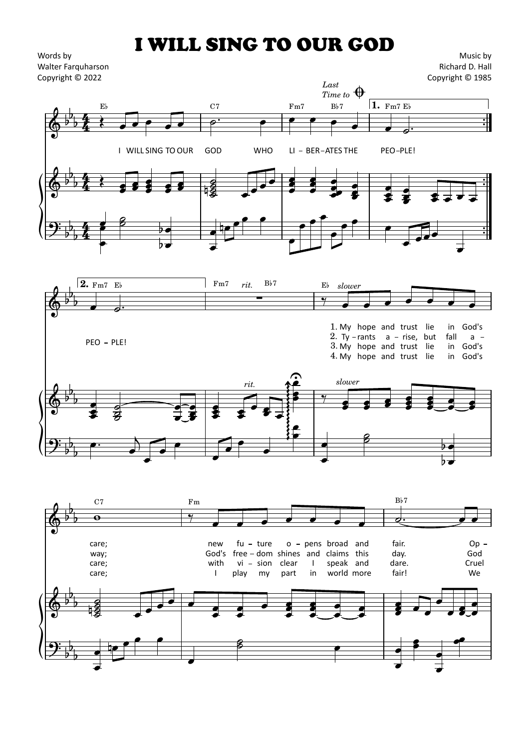# I WILL SING TO OUR GOD

Words by
Walter Farquharson
Copyright © 2022

Music by
Richard D. Hall
Copyright © 1985

*Last Time to* 𝄌

Eb C7 Fm7 Bb7 1. Fm7 Eb

I WILL SING TO OUR GOD WHO LI – BER – ATES THE PEO – PLE!

2. Fm7 Eb Fm7 *rit.* Bb7 Eb *slower*

PEO – PLE!

1. My hope and trust lie in God's
2. Ty – rants a – rise, but fall a –
3. My hope and trust lie in God's
4. My hope and trust lie in God's

C7 Fm Bb7

care; new fu – ture o – pens broad and fair. Op –
way; God's free – dom shines and claims this day. God
care; with vi – sion clear I speak and dare. Cruel
care; I play my part in world more fair! We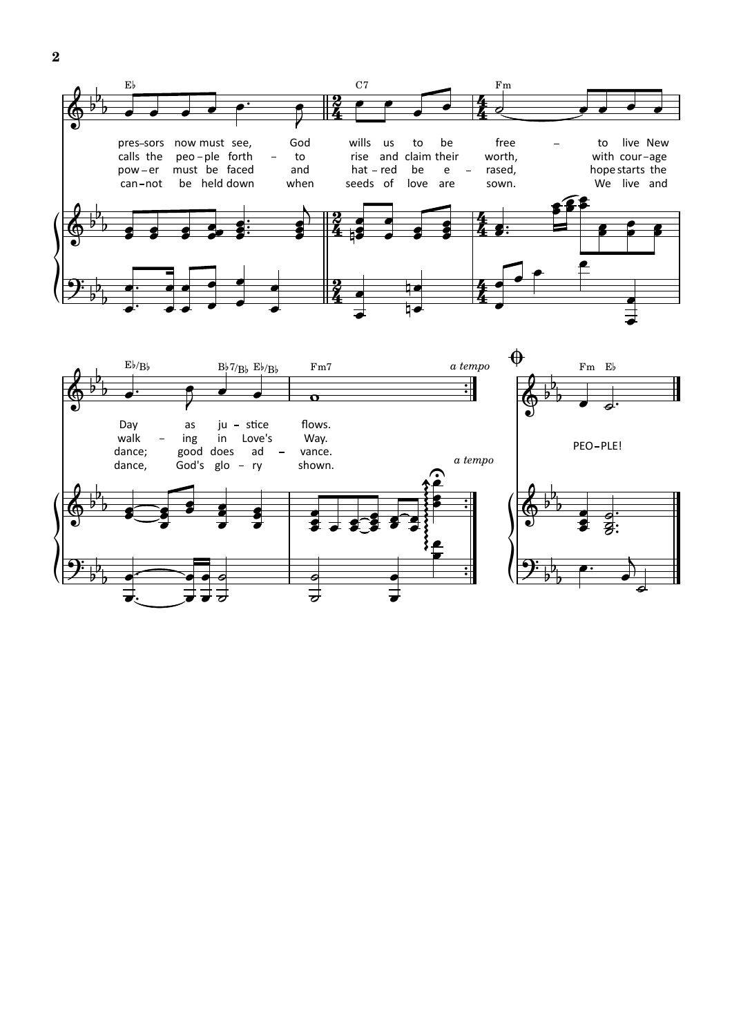E♭ C7 Fm

pres–sors now must see, God wills us to be free – to live New
calls the peo – ple forth – to rise and claim their worth, with cour – age
pow – er must be faced and hat – red be e – rased, hope starts the
can – not be held down when seeds of love are sown. We live and

E♭/B♭ B♭7/B♭ E♭/B♭ Fm7 *a tempo* Fm E♭

Day as ju – stice flows.
walk – ing in Love's Way.
dance; good does ad – vance.
dance, God's glo – ry shown.

*a tempo*

PEO – PLE!